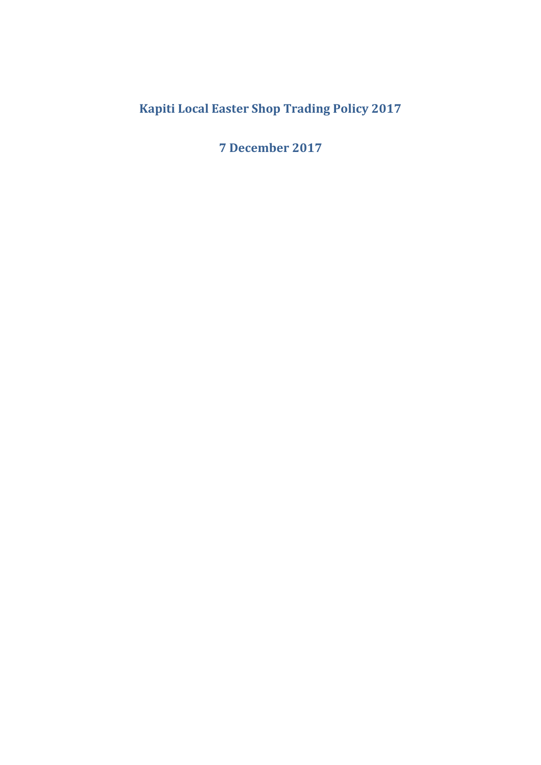# Kapiti Local Easter Shop Trading Policy 2017

**7 December 2017**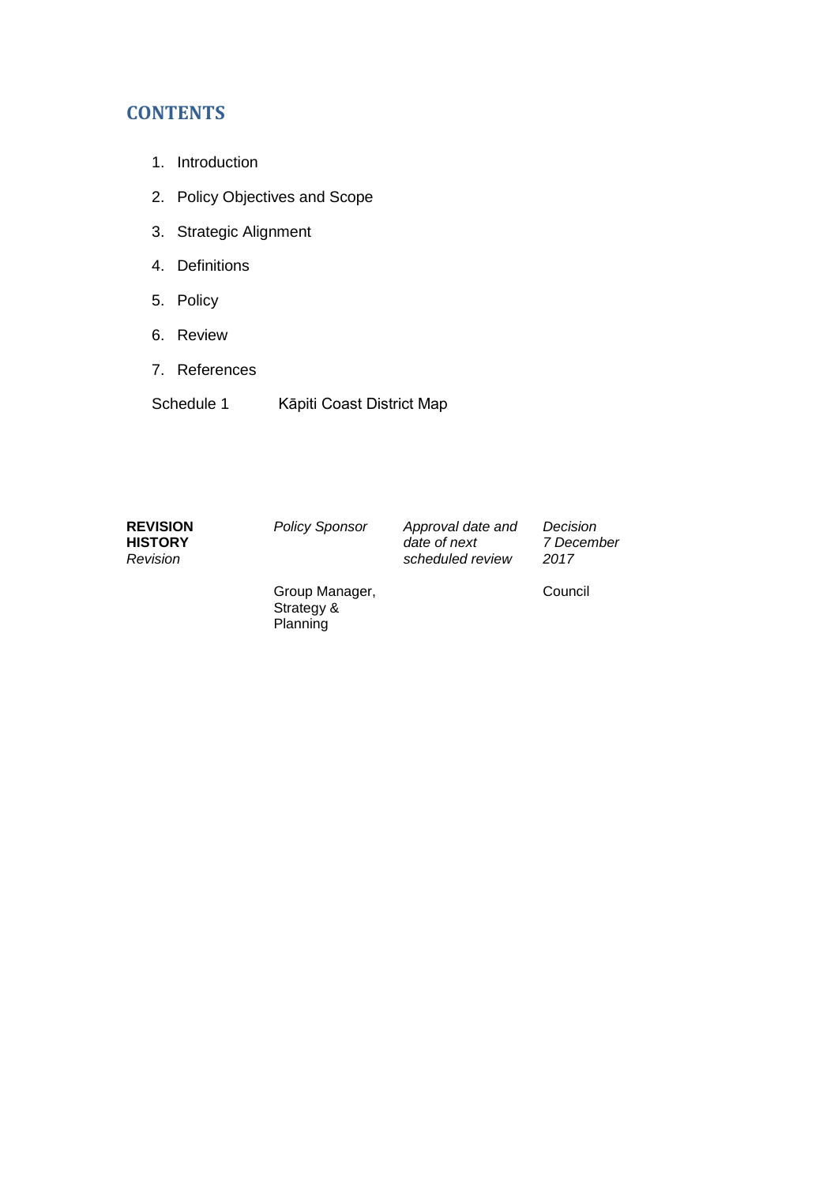## CONTENTS

1. Introduction
2. Policy Objectives and Scope
3. Strategic Alignment
4. Definitions
5. Policy
6. Review
7. References

Schedule 1 Kāpiti Coast District Map

| **REVISION HISTORY** *Revision* | *Policy Sponsor* | *Approval date and date of next scheduled review* | *Decision 7 December 2017* |
|---|---|---|---|
| | Group Manager, Strategy & Planning | | Council |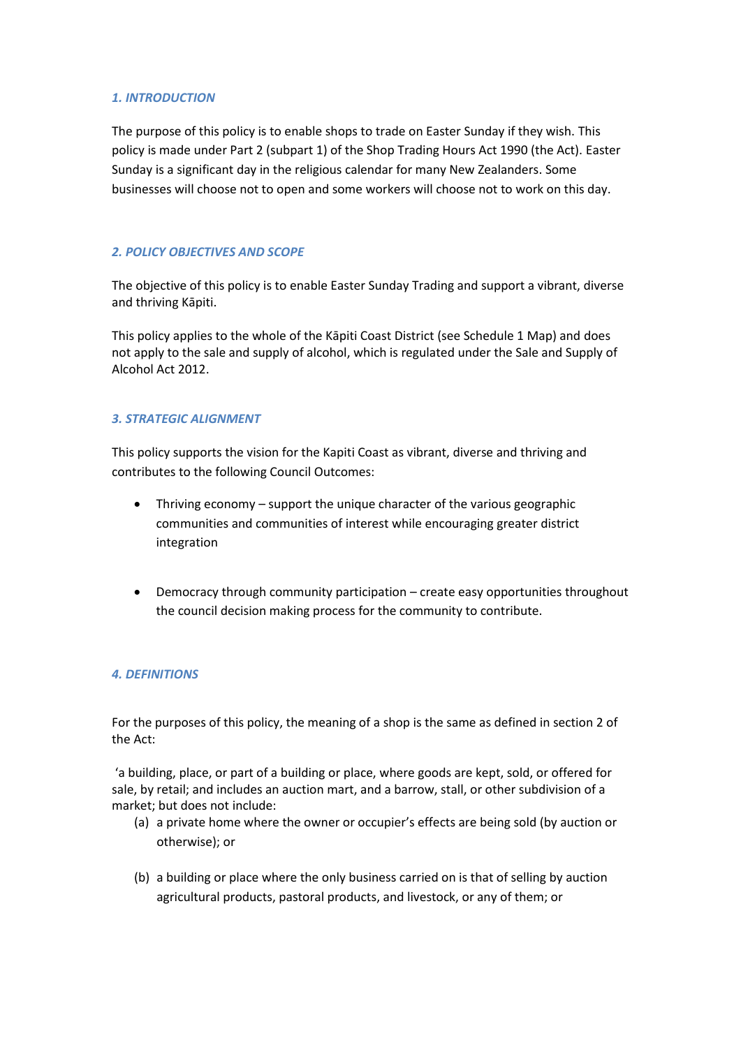## *1. INTRODUCTION*

The purpose of this policy is to enable shops to trade on Easter Sunday if they wish. This policy is made under Part 2 (subpart 1) of the Shop Trading Hours Act 1990 (the Act). Easter Sunday is a significant day in the religious calendar for many New Zealanders. Some businesses will choose not to open and some workers will choose not to work on this day.

## *2. POLICY OBJECTIVES AND SCOPE*

The objective of this policy is to enable Easter Sunday Trading and support a vibrant, diverse and thriving Kāpiti.

This policy applies to the whole of the Kāpiti Coast District (see Schedule 1 Map) and does not apply to the sale and supply of alcohol, which is regulated under the Sale and Supply of Alcohol Act 2012.

## *3. STRATEGIC ALIGNMENT*

This policy supports the vision for the Kapiti Coast as vibrant, diverse and thriving and contributes to the following Council Outcomes:

- Thriving economy – support the unique character of the various geographic communities and communities of interest while encouraging greater district integration
- Democracy through community participation – create easy opportunities throughout the council decision making process for the community to contribute.

## *4. DEFINITIONS*

For the purposes of this policy, the meaning of a shop is the same as defined in section 2 of the Act:

'a building, place, or part of a building or place, where goods are kept, sold, or offered for sale, by retail; and includes an auction mart, and a barrow, stall, or other subdivision of a market; but does not include:

(a) a private home where the owner or occupier's effects are being sold (by auction or otherwise); or

(b) a building or place where the only business carried on is that of selling by auction agricultural products, pastoral products, and livestock, or any of them; or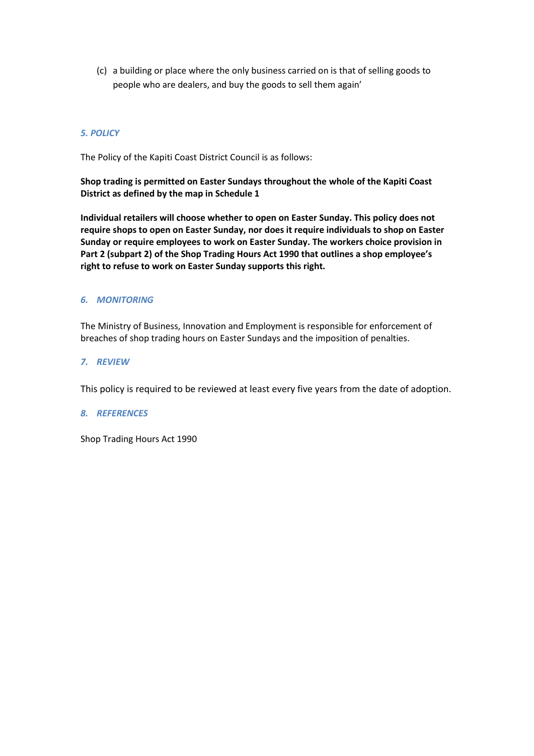(c) a building or place where the only business carried on is that of selling goods to people who are dealers, and buy the goods to sell them again'

## *5. POLICY*

The Policy of the Kapiti Coast District Council is as follows:

**Shop trading is permitted on Easter Sundays throughout the whole of the Kapiti Coast District as defined by the map in Schedule 1**

**Individual retailers will choose whether to open on Easter Sunday. This policy does not require shops to open on Easter Sunday, nor does it require individuals to shop on Easter Sunday or require employees to work on Easter Sunday. The workers choice provision in Part 2 (subpart 2) of the Shop Trading Hours Act 1990 that outlines a shop employee's right to refuse to work on Easter Sunday supports this right.**

## *6. MONITORING*

The Ministry of Business, Innovation and Employment is responsible for enforcement of breaches of shop trading hours on Easter Sundays and the imposition of penalties.

## *7. REVIEW*

This policy is required to be reviewed at least every five years from the date of adoption.

## *8. REFERENCES*

Shop Trading Hours Act 1990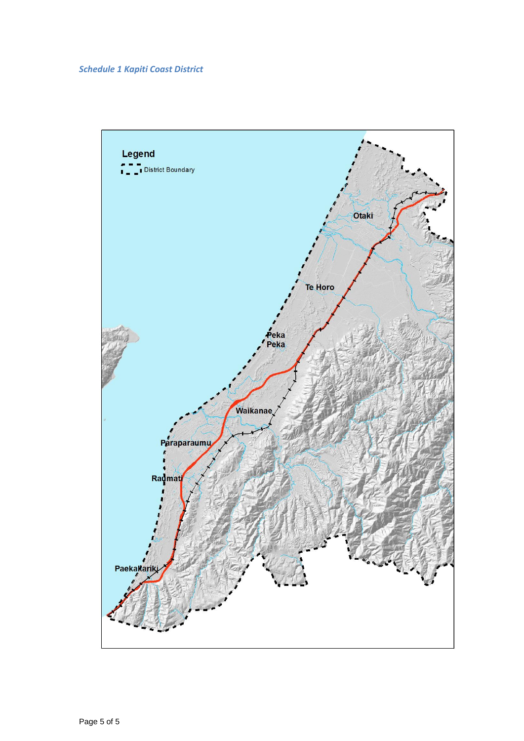*Schedule 1 Kapiti Coast District*

Legend

District Boundary

Otaki

Te Horo

Peka Peka

Waikanae

Paraparaumu

Raumati

Paekakariki